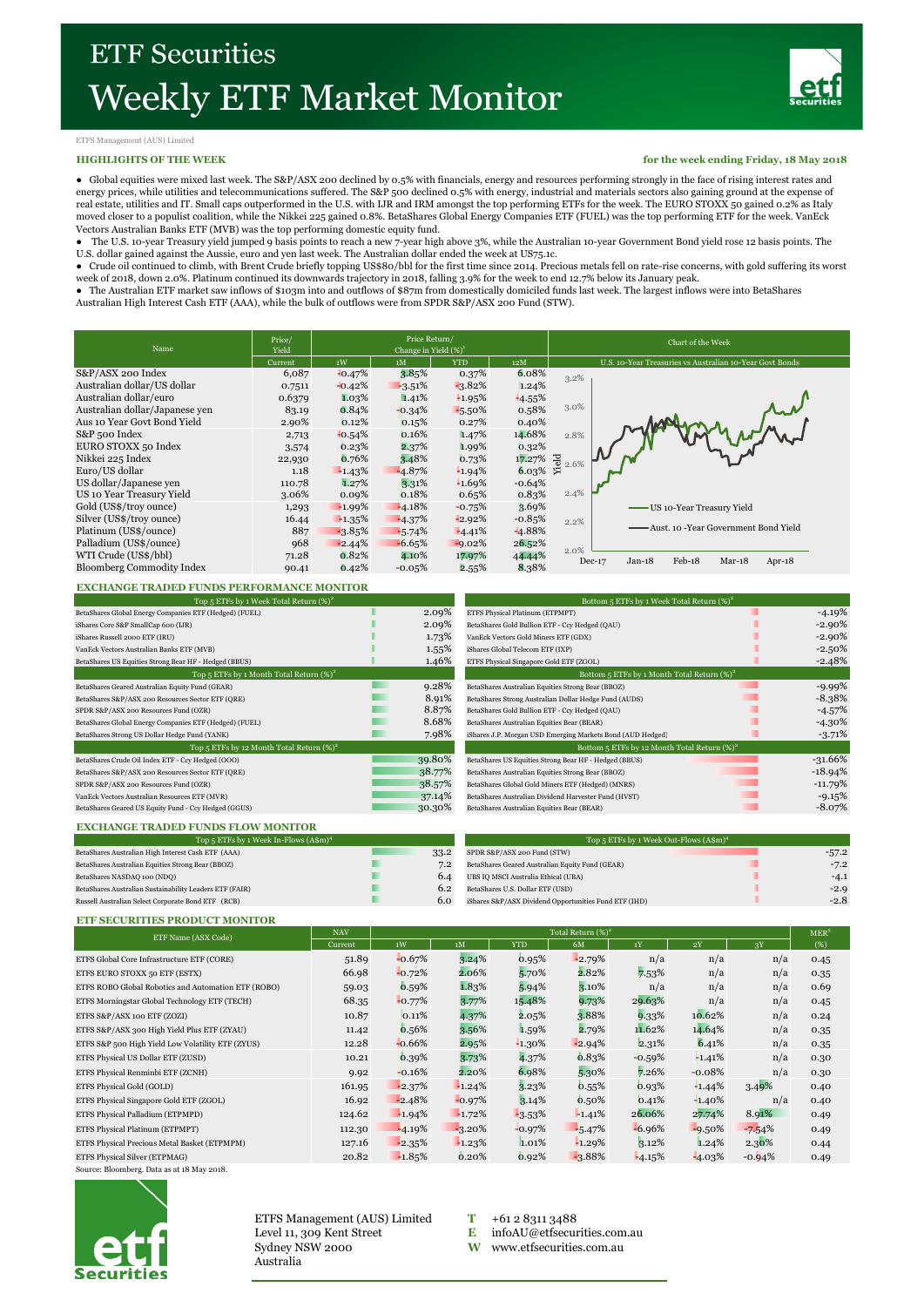# ETF Securities
# Weekly ETF Market Monitor

ETFS Management (AUS) Limited

**HIGHLIGHTS OF THE WEEK** — **for the week ending Friday, 18 May 2018**

- Global equities were mixed last week. The S&P/ASX 200 declined by 0.5% with financials, energy and resources performing strongly in the face of rising interest rates and energy prices, while utilities and telecommunications suffered. The S&P 500 declined 0.5% with energy, industrial and materials sectors also gaining ground at the expense of real estate, utilities and IT. Small caps outperformed in the U.S. with IJR and IRM amongst the top performing ETFs for the week. The EURO STOXX 50 gained 0.2% as Italy moved closer to a populist coalition, while the Nikkei 225 gained 0.8%. BetaShares Global Energy Companies ETF (FUEL) was the top performing ETF for the week. VanEck Vectors Australian Banks ETF (MVB) was the top performing domestic equity fund.
- The U.S. 10-year Treasury yield jumped 9 basis points to reach a new 7-year high above 3%, while the Australian 10-year Government Bond yield rose 12 basis points. The U.S. dollar gained against the Aussie, euro and yen last week. The Australian dollar ended the week at US75.1c.
- Crude oil continued to climb, with Brent Crude briefly topping US$80/bbl for the first time since 2014. Precious metals fell on rate-rise concerns, with gold suffering its worst week of 2018, down 2.0%. Platinum continued its downwards trajectory in 2018, falling 3.9% for the week to end 12.7% below its January peak.
- The Australian ETF market saw inflows of $103m into and outflows of $87m from domestically domiciled funds last week. The largest inflows were into BetaShares Australian High Interest Cash ETF (AAA), while the bulk of outflows were from SPDR S&P/ASX 200 Fund (STW).

| Name | Price/ Yield | Price Return/ Change in Yield (%)[1] | | | |
|---|---|---|---|---|---|
| | Current | 1W | 1M | YTD | 12M |
| S&P/ASX 200 Index | 6,087 | -0.47% | 3.85% | 0.37% | 6.08% |
| Australian dollar/US dollar | 0.7511 | -0.42% | -3.51% | -3.82% | 1.24% |
| Australian dollar/euro | 0.6379 | 1.03% | 1.41% | -1.95% | -4.55% |
| Australian dollar/Japanese yen | 83.19 | 0.84% | -0.34% | -5.50% | 0.58% |
| Aus 10 Year Govt Bond Yield | 2.90% | 0.12% | 0.15% | 0.27% | 0.40% |
| S&P 500 Index | 2,713 | -0.54% | 0.16% | 1.47% | 14.68% |
| EURO STOXX 50 Index | 3,574 | 0.23% | 2.37% | 1.99% | 0.32% |
| Nikkei 225 Index | 22,930 | 0.76% | 3.48% | 0.73% | 17.27% |
| Euro/US dollar | 1.18 | -1.43% | -4.87% | -1.94% | 6.03% |
| US dollar/Japanese yen | 110.78 | 1.27% | 3.31% | -1.69% | -0.64% |
| US 10 Year Treasury Yield | 3.06% | 0.09% | 0.18% | 0.65% | 0.83% |
| Gold (US$/troy ounce) | 1,293 | -1.99% | -4.18% | -0.75% | 3.69% |
| Silver (US$/troy ounce) | 16.44 | -1.35% | -4.37% | -2.92% | -0.85% |
| Platinum (US$/ounce) | 887 | -3.85% | -5.74% | -4.41% | -4.88% |
| Palladium (US$/ounce) | 968 | -2.44% | -6.65% | -9.02% | 26.52% |
| WTI Crude (US$/bbl) | 71.28 | 0.82% | 4.10% | 17.97% | 44.44% |
| Bloomberg Commodity Index | 90.41 | 0.42% | -0.05% | 2.55% | 8.38% |

Chart of the Week: U.S. 10-Year Treasuries vs Australian 10-Year Govt Bonds (US 10-Year Treasury Yield; Aust. 10-Year Government Bond Yield)

## EXCHANGE TRADED FUNDS PERFORMANCE MONITOR

| Top 5 ETFs by 1 Week Total Return (%)[2] | |
|---|---|
| BetaShares Global Energy Companies ETF (Hedged) (FUEL) | 2.09% |
| iShares Core S&P SmallCap 600 (IJR) | 2.09% |
| iShares Russell 2000 ETF (IRU) | 1.73% |
| VanEck Vectors Australian Banks ETF (MVB) | 1.55% |
| BetaShares US Equities Strong Bear HF - Hedged (BBUS) | 1.46% |

| Bottom 5 ETFs by 1 Week Total Return (%)[2] | |
|---|---|
| ETFS Physical Platinum (ETPMPT) | -4.19% |
| BetaShares Gold Bullion ETF - Ccy Hedged (QAU) | -2.90% |
| VanEck Vectors Gold Miners ETF (GDX) | -2.90% |
| iShares Global Telecom ETF (IXP) | -2.50% |
| ETFS Physical Singapore Gold ETF (ZGOL) | -2.48% |

| Top 5 ETFs by 1 Month Total Return (%)[2] | |
|---|---|
| BetaShares Geared Australian Equity Fund (GEAR) | 9.28% |
| BetaShares S&P/ASX 200 Resources Sector ETF (QRE) | 8.91% |
| SPDR S&P/ASX 200 Resources Fund (OZR) | 8.87% |
| BetaShares Global Energy Companies ETF (Hedged) (FUEL) | 8.68% |
| BetaShares Strong US Dollar Hedge Fund (YANK) | 7.98% |

| Bottom 5 ETFs by 1 Month Total Return (%)[2] | |
|---|---|
| BetaShares Australian Equities Strong Bear (BBOZ) | -9.99% |
| BetaShares Strong Australian Dollar Hedge Fund (AUDS) | -8.38% |
| BetaShares Gold Bullion ETF - Ccy Hedged (QAU) | -4.57% |
| BetaShares Australian Equities Bear (BEAR) | -4.30% |
| iShares J.P. Morgan USD Emerging Markets Bond (AUD Hedged) | -3.71% |

| Top 5 ETFs by 12 Month Total Return (%)[2] | |
|---|---|
| BetaShares Crude Oil Index ETF - Ccy Hedged (OOO) | 39.80% |
| BetaShares S&P/ASX 200 Resources Sector ETF (QRE) | 38.77% |
| SPDR S&P/ASX 200 Resources Fund (OZR) | 38.57% |
| VanEck Vectors Australian Resources ETF (MVR) | 37.14% |
| BetaShares Geared US Equity Fund - Ccy Hedged (GGUS) | 30.30% |

| Bottom 5 ETFs by 12 Month Total Return (%)[2] | |
|---|---|
| BetaShares US Equities Strong Bear HF - Hedged (BBUS) | -31.66% |
| BetaShares Australian Equities Strong Bear (BBOZ) | -18.94% |
| BetaShares Global Gold Miners ETF (Hedged) (MNRS) | -11.79% |
| BetaShares Australian Dividend Harvester Fund (HVST) | -9.15% |
| BetaShares Australian Equities Bear (BEAR) | -8.07% |

## EXCHANGE TRADED FUNDS FLOW MONITOR

| Top 5 ETFs by 1 Week In-Flows (A$m)[4] | |
|---|---|
| BetaShares Australian High Interest Cash ETF (AAA) | 33.2 |
| BetaShares Australian Equities Strong Bear (BBOZ) | 7.2 |
| BetaShares NASDAQ 100 (NDQ) | 6.4 |
| BetaShares Australian Sustainability Leaders ETF (FAIR) | 6.2 |
| Russell Australian Select Corporate Bond ETF (RCB) | 6.0 |

| Top 5 ETFs by 1 Week Out-Flows (A$m)[4] | |
|---|---|
| SPDR S&P/ASX 200 Fund (STW) | -57.2 |
| BetaShares Geared Australian Equity Fund (GEAR) | -7.2 |
| UBS IQ MSCI Australia Ethical (UBA) | -4.1 |
| BetaShares U.S. Dollar ETF (USD) | -2.9 |
| iShares S&P/ASX Dividend Opportunities Fund ETF (IHD) | -2.8 |

## ETF SECURITIES PRODUCT MONITOR

| ETF Name (ASX Code) | NAV | Total Return (%)[2] | | | | | | | MER[3] |
|---|---|---|---|---|---|---|---|---|---|
| | Current | 1W | 1M | YTD | 6M | 1Y | 2Y | 3Y | (%) |
| ETFS Global Core Infrastructure ETF (CORE) | 51.89 | -0.67% | 3.24% | 0.95% | -2.79% | n/a | n/a | n/a | 0.45 |
| ETFS EURO STOXX 50 ETF (ESTX) | 66.98 | -0.72% | 2.06% | 5.70% | 2.82% | 7.53% | n/a | n/a | 0.35 |
| ETFS ROBO Global Robotics and Automation ETF (ROBO) | 59.03 | 0.59% | 1.83% | 5.94% | 3.10% | n/a | n/a | n/a | 0.69 |
| ETFS Morningstar Global Technology ETF (TECH) | 68.35 | -0.77% | 3.77% | 15.48% | 9.73% | 29.63% | n/a | n/a | 0.45 |
| ETFS S&P/ASX 100 ETF (ZOZI) | 10.87 | 0.11% | 4.37% | 2.05% | 3.88% | 9.33% | 10.62% | n/a | 0.24 |
| ETFS S&P/ASX 300 High Yield Plus ETF (ZYAU) | 11.42 | 0.56% | 3.56% | 1.59% | 2.79% | 11.62% | 14.64% | n/a | 0.35 |
| ETFS S&P 500 High Yield Low Volatility ETF (ZYUS) | 12.28 | -0.66% | 2.95% | -1.30% | -2.94% | 2.31% | 6.41% | n/a | 0.35 |
| ETFS Physical US Dollar ETF (ZUSD) | 10.21 | 0.39% | 3.73% | 4.37% | 0.83% | -0.59% | -1.41% | n/a | 0.30 |
| ETFS Physical Renminbi ETF (ZCNH) | 9.92 | -0.16% | 2.20% | 6.98% | 5.30% | 7.26% | -0.08% | n/a | 0.30 |
| ETFS Physical Gold (GOLD) | 161.95 | -2.37% | -1.24% | 3.23% | 0.55% | 0.93% | -1.44% | 3.49% | 0.40 |
| ETFS Physical Singapore Gold ETF (ZGOL) | 16.92 | -2.48% | -0.97% | 3.14% | 0.50% | 0.41% | -1.40% | n/a | 0.40 |
| ETFS Physical Palladium (ETPMPD) | 124.62 | -1.94% | -1.72% | -3.53% | -1.41% | 26.06% | 27.74% | 8.91% | 0.49 |
| ETFS Physical Platinum (ETPMPT) | 112.30 | -4.19% | -3.20% | -0.97% | -5.47% | -6.96% | -9.50% | -7.54% | 0.49 |
| ETFS Physical Precious Metal Basket (ETPMPM) | 127.16 | -2.35% | -1.23% | 1.01% | -1.29% | 3.12% | 1.24% | 2.30% | 0.44 |
| ETFS Physical Silver (ETPMAG) | 20.82 | -1.85% | 0.20% | 0.92% | -3.88% | -4.15% | -4.03% | -0.94% | 0.49 |

Source: Bloomberg. Data as at 18 May 2018.

ETFS Management (AUS) Limited
Level 11, 309 Kent Street
Sydney NSW 2000
Australia

**T** +61 2 8311 3488
**E** infoAU@etfsecurities.com.au
**W** www.etfsecurities.com.au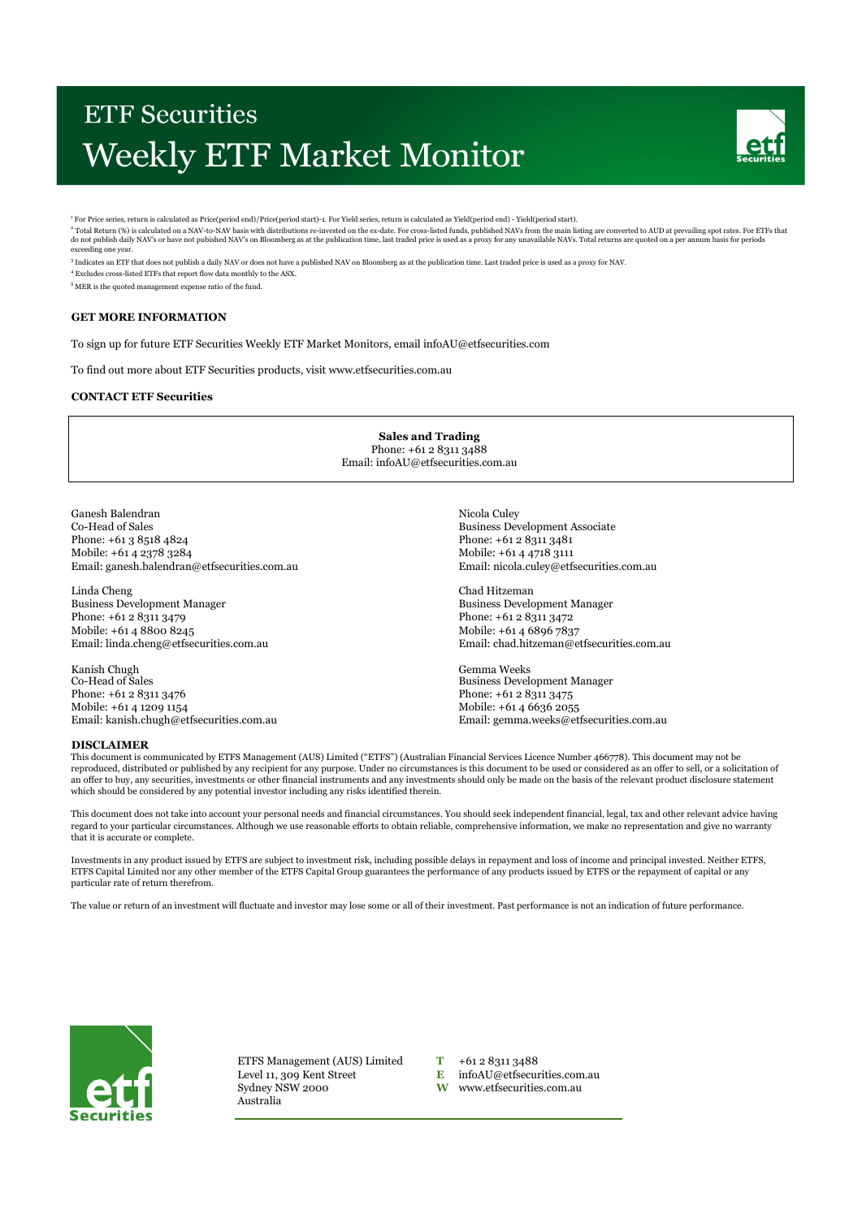# ETF Securities
# Weekly ETF Market Monitor

[1] For Price series, return is calculated as Price(period end)/Price(period start)-1. For Yield series, return is calculated as Yield(period end) - Yield(period start).

[2] Total Return (%) is calculated on a NAV-to-NAV basis with distributions re-invested on the ex-date. For cross-listed funds, published NAVs from the main listing are converted to AUD at prevailing spot rates. For ETFs that do not publish daily NAV's or have not pubished NAV's on Bloomberg as at the publication time, last traded price is used as a proxy for any unavailable NAVs. Total returns are quoted on a per annum basis for periods exceeding one year.

[3] Indicates an ETF that does not publish a daily NAV or does not have a published NAV on Bloomberg as at the publication time. Last traded price is used as a proxy for NAV.

[4] Excludes cross-listed ETFs that report flow data monthly to the ASX.

[5] MER is the quoted management expense ratio of the fund.

**GET MORE INFORMATION**

To sign up for future ETF Securities Weekly ETF Market Monitors, email infoAU@etfsecurities.com

To find out more about ETF Securities products, visit www.etfsecurities.com.au

**CONTACT ETF Securities**

**Sales and Trading**
Phone: +61 2 8311 3488
Email: infoAU@etfsecurities.com.au

Ganesh Balendran
Co-Head of Sales
Phone: +61 3 8518 4824
Mobile: +61 4 2378 3284
Email: ganesh.balendran@etfsecurities.com.au

Linda Cheng
Business Development Manager
Phone: +61 2 8311 3479
Mobile: +61 4 8800 8245
Email: linda.cheng@etfsecurities.com.au

Kanish Chugh
Co-Head of Sales
Phone: +61 2 8311 3476
Mobile: +61 4 1209 1154
Email: kanish.chugh@etfsecurities.com.au

Nicola Culey
Business Development Associate
Phone: +61 2 8311 3481
Mobile: +61 4 4718 3111
Email: nicola.culey@etfsecurities.com.au

Chad Hitzeman
Business Development Manager
Phone: +61 2 8311 3472
Mobile: +61 4 6896 7837
Email: chad.hitzeman@etfsecurities.com.au

Gemma Weeks
Business Development Manager
Phone: +61 2 8311 3475
Mobile: +61 4 6636 2055
Email: gemma.weeks@etfsecurities.com.au

**DISCLAIMER**

This document is communicated by ETFS Management (AUS) Limited ("ETFS") (Australian Financial Services Licence Number 466778). This document may not be reproduced, distributed or published by any recipient for any purpose. Under no circumstances is this document to be used or considered as an offer to sell, or a solicitation of an offer to buy, any securities, investments or other financial instruments and any investments should only be made on the basis of the relevant product disclosure statement which should be considered by any potential investor including any risks identified therein.

This document does not take into account your personal needs and financial circumstances. You should seek independent financial, legal, tax and other relevant advice having regard to your particular circumstances. Although we use reasonable efforts to obtain reliable, comprehensive information, we make no representation and give no warranty that it is accurate or complete.

Investments in any product issued by ETFS are subject to investment risk, including possible delays in repayment and loss of income and principal invested. Neither ETFS, ETFS Capital Limited nor any other member of the ETFS Capital Group guarantees the performance of any products issued by ETFS or the repayment of capital or any particular rate of return therefrom.

The value or return of an investment will fluctuate and investor may lose some or all of their investment. Past performance is not an indication of future performance.

ETFS Management (AUS) Limited
Level 11, 309 Kent Street
Sydney NSW 2000
Australia

**T** +61 2 8311 3488
**E** infoAU@etfsecurities.com.au
**W** www.etfsecurities.com.au